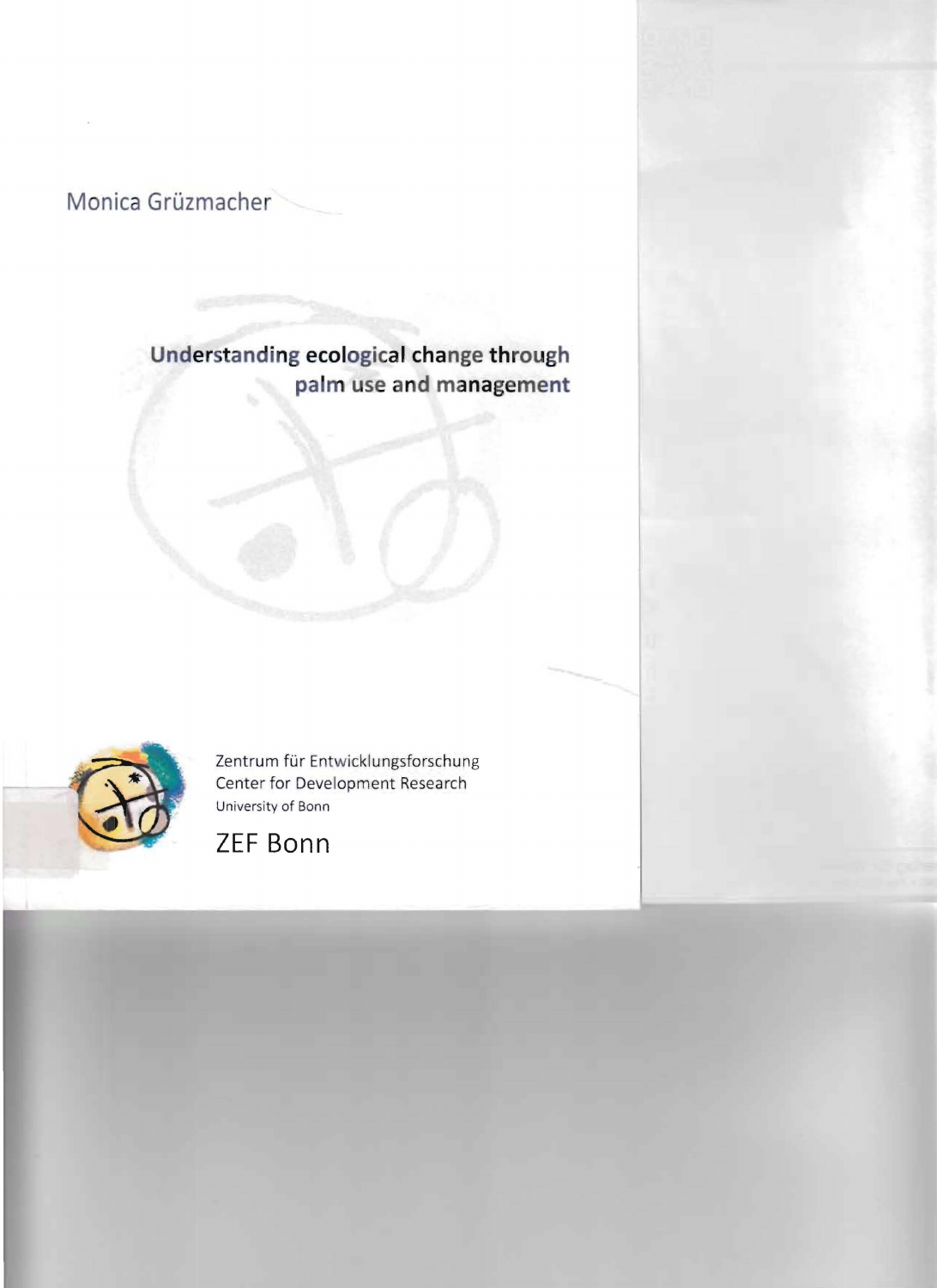Monica Grüzmacher

# Understanding ecological change through palm use and management

Zentrum für Entwicklungsforschung
Center for Development Research
University of Bonn

ZEF Bonn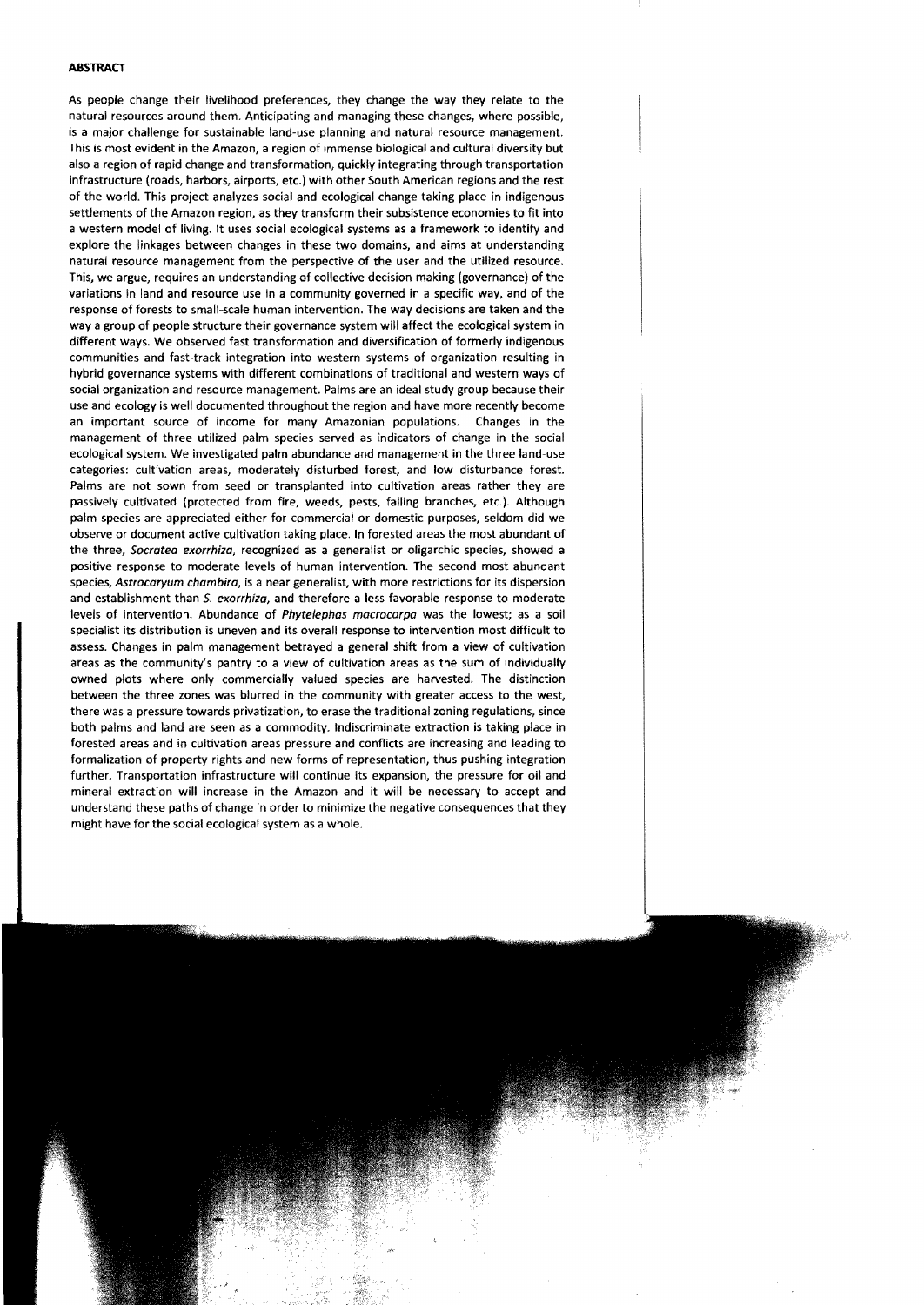## ABSTRACT

As people change their livelihood preferences, they change the way they relate to the natural resources around them. Anticipating and managing these changes, where possible, is a major challenge for sustainable land-use planning and natural resource management. This is most evident in the Amazon, a region of immense biological and cultural diversity but also a region of rapid change and transformation, quickly integrating through transportation infrastructure (roads, harbors, airports, etc.) with other South American regions and the rest of the world. This project analyzes social and ecological change taking place in indigenous settlements of the Amazon region, as they transform their subsistence economies to fit into a western model of living. It uses social ecological systems as a framework to identify and explore the linkages between changes in these two domains, and aims at understanding natural resource management from the perspective of the user and the utilized resource. This, we argue, requires an understanding of collective decision making (governance) of the variations in land and resource use in a community governed in a specific way, and of the response of forests to small-scale human intervention. The way decisions are taken and the way a group of people structure their governance system will affect the ecological system in different ways. We observed fast transformation and diversification of formerly indigenous communities and fast-track integration into western systems of organization resulting in hybrid governance systems with different combinations of traditional and western ways of social organization and resource management. Palms are an ideal study group because their use and ecology is well documented throughout the region and have more recently become an important source of income for many Amazonian populations. Changes in the management of three utilized palm species served as indicators of change in the social ecological system. We investigated palm abundance and management in the three land-use categories: cultivation areas, moderately disturbed forest, and low disturbance forest. Palms are not sown from seed or transplanted into cultivation areas rather they are passively cultivated (protected from fire, weeds, pests, falling branches, etc.). Although palm species are appreciated either for commercial or domestic purposes, seldom did we observe or document active cultivation taking place. In forested areas the most abundant of the three, *Socratea exorrhiza*, recognized as a generalist or oligarchic species, showed a positive response to moderate levels of human intervention. The second most abundant species, *Astrocaryum chambira*, is a near generalist, with more restrictions for its dispersion and establishment than *S. exorrhiza*, and therefore a less favorable response to moderate levels of intervention. Abundance of *Phytelephas macrocarpa* was the lowest; as a soil specialist its distribution is uneven and its overall response to intervention most difficult to assess. Changes in palm management betrayed a general shift from a view of cultivation areas as the community's pantry to a view of cultivation areas as the sum of individually owned plots where only commercially valued species are harvested. The distinction between the three zones was blurred in the community with greater access to the west, there was a pressure towards privatization, to erase the traditional zoning regulations, since both palms and land are seen as a commodity. Indiscriminate extraction is taking place in forested areas and in cultivation areas pressure and conflicts are increasing and leading to formalization of property rights and new forms of representation, thus pushing integration further. Transportation infrastructure will continue its expansion, the pressure for oil and mineral extraction will increase in the Amazon and it will be necessary to accept and understand these paths of change in order to minimize the negative consequences that they might have for the social ecological system as a whole.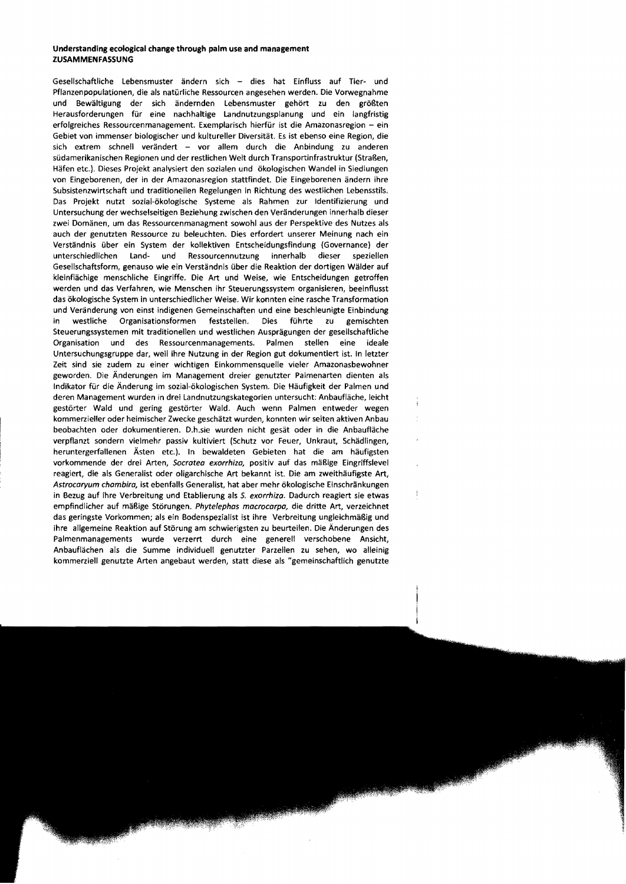**Understanding ecological change through palm use and management**
**ZUSAMMENFASSUNG**

Gesellschaftliche Lebensmuster ändern sich – dies hat Einfluss auf Tier- und Pflanzenpopulationen, die als natürliche Ressourcen angesehen werden. Die Vorwegnahme und Bewältigung der sich ändernden Lebensmuster gehört zu den größten Herausforderungen für eine nachhaltige Landnutzungsplanung und ein langfristig erfolgreiches Ressourcenmanagement. Exemplarisch hierfür ist die Amazonasregion – ein Gebiet von immenser biologischer und kultureller Diversität. Es ist ebenso eine Region, die sich extrem schnell verändert – vor allem durch die Anbindung zu anderen südamerikanischen Regionen und der restlichen Welt durch Transportinfrastruktur (Straßen, Häfen etc.). Dieses Projekt analysiert den sozialen und ökologischen Wandel in Siedlungen von Eingeborenen, der in der Amazonasregion stattfindet. Die Eingeborenen ändern ihre Subsistenzwirtschaft und traditionellen Regelungen in Richtung des westlichen Lebensstils. Das Projekt nutzt sozial-ökologische Systeme als Rahmen zur Identifizierung und Untersuchung der wechselseitigen Beziehung zwischen den Veränderungen innerhalb dieser zwei Domänen, um das Ressourcenmanagment sowohl aus der Perspektive des Nutzes als auch der genutzten Ressource zu beleuchten. Dies erfordert unserer Meinung nach ein Verständnis über ein System der kollektiven Entscheidungsfindung (Governance) der unterschiedlichen Land- und Ressourcennutzung innerhalb dieser speziellen Gesellschaftsform, genauso wie ein Verständnis über die Reaktion der dortigen Wälder auf kleinflächige menschliche Eingriffe. Die Art und Weise, wie Entscheidungen getroffen werden und das Verfahren, wie Menschen ihr Steuerungssystem organisieren, beeinflusst das ökologische System in unterschiedlicher Weise. Wir konnten eine rasche Transformation und Veränderung von einst indigenen Gemeinschaften und eine beschleunigte Einbindung in westliche Organisationsformen feststellen. Dies führte zu gemischten Steuerungssystemen mit traditionellen und westlichen Ausprägungen der gesellschaftliche Organisation und des Ressourcenmanagements. Palmen stellen eine ideale Untersuchungsgruppe dar, weil ihre Nutzung in der Region gut dokumentiert ist. In letzter Zeit sind sie zudem zu einer wichtigen Einkommensquelle vieler Amazonasbewohner geworden. Die Änderungen im Management dreier genutzter Palmenarten dienten als Indikator für die Änderung im sozial-ökologischen System. Die Häufigkeit der Palmen und deren Management wurden in drei Landnutzungskategorien untersucht: Anbaufläche, leicht gestörter Wald und gering gestörter Wald. Auch wenn Palmen entweder wegen kommerzieller oder heimischer Zwecke geschätzt wurden, konnten wir selten aktiven Anbau beobachten oder dokumentieren. D.h.sie wurden nicht gesät oder in die Anbaufläche verpflanzt sondern vielmehr passiv kultiviert (Schutz vor Feuer, Unkraut, Schädlingen, heruntergefallenen Ästen etc.). In bewaldeten Gebieten hat die am häufigsten vorkommende der drei Arten, *Socratea exorrhiza*, positiv auf das mäßige Eingriffslevel reagiert, die als Generalist oder oligarchische Art bekannt ist. Die am zweithäufigste Art, *Astrocaryum chambira*, ist ebenfalls Generalist, hat aber mehr ökologische Einschränkungen in Bezug auf ihre Verbreitung und Etablierung als *S. exorrhiza*. Dadurch reagiert sie etwas empfindlicher auf mäßige Störungen. *Phytelephas macrocarpa*, die dritte Art, verzeichnet das geringste Vorkommen; als ein Bodenspezialist ist ihre Verbreitung ungleichmäßig und ihre allgemeine Reaktion auf Störung am schwierigsten zu beurteilen. Die Änderungen des Palmenmanagements wurde verzerrt durch eine generell verschobene Ansicht, Anbauflächen als die Summe individuell genutzter Parzellen zu sehen, wo alleinig kommerziell genutzte Arten angebaut werden, statt diese als "gemeinschaftlich genutzte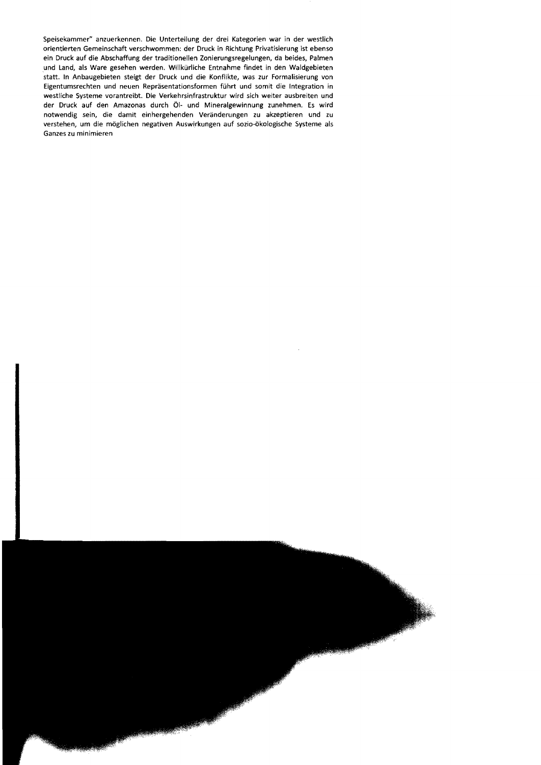Speisekammer" anzuerkennen. Die Unterteilung der drei Kategorien war in der westlich orientierten Gemeinschaft verschwommen: der Druck in Richtung Privatisierung ist ebenso ein Druck auf die Abschaffung der traditionellen Zonierungsregelungen, da beides, Palmen und Land, als Ware gesehen werden. Willkürliche Entnahme findet in den Waldgebieten statt. In Anbaugebieten steigt der Druck und die Konflikte, was zur Formalisierung von Eigentumsrechten und neuen Repräsentationsformen führt und somit die Integration in westliche Systeme vorantreibt. Die Verkehrsinfrastruktur wird sich weiter ausbreiten und der Druck auf den Amazonas durch Öl- und Mineralgewinnung zunehmen. Es wird notwendig sein, die damit einhergehenden Veränderungen zu akzeptieren und zu verstehen, um die möglichen negativen Auswirkungen auf sozio-ökologische Systeme als Ganzes zu minimieren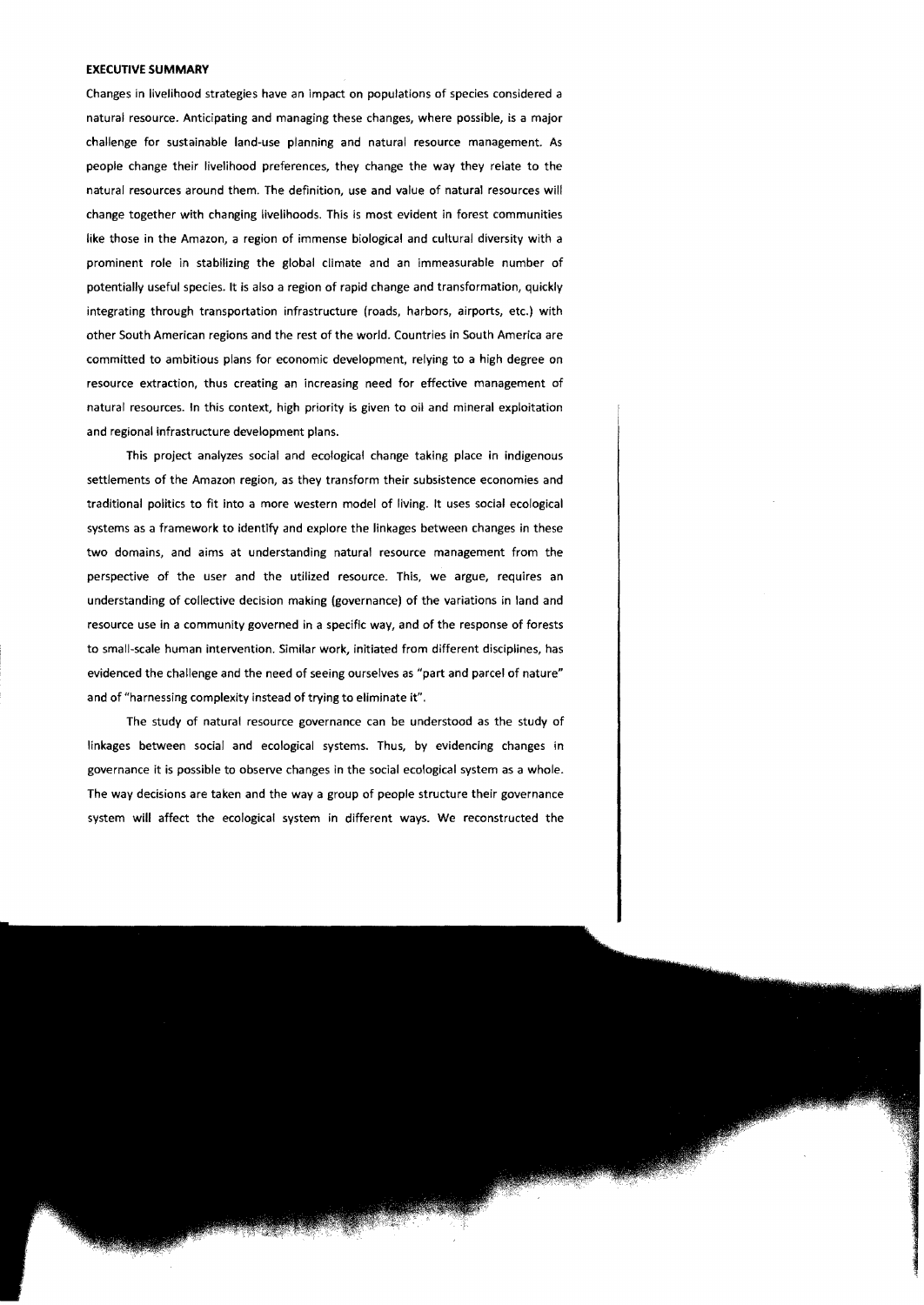**EXECUTIVE SUMMARY**

Changes in livelihood strategies have an impact on populations of species considered a natural resource. Anticipating and managing these changes, where possible, is a major challenge for sustainable land-use planning and natural resource management. As people change their livelihood preferences, they change the way they relate to the natural resources around them. The definition, use and value of natural resources will change together with changing livelihoods. This is most evident in forest communities like those in the Amazon, a region of immense biological and cultural diversity with a prominent role in stabilizing the global climate and an immeasurable number of potentially useful species. It is also a region of rapid change and transformation, quickly integrating through transportation infrastructure (roads, harbors, airports, etc.) with other South American regions and the rest of the world. Countries in South America are committed to ambitious plans for economic development, relying to a high degree on resource extraction, thus creating an increasing need for effective management of natural resources. In this context, high priority is given to oil and mineral exploitation and regional infrastructure development plans.

This project analyzes social and ecological change taking place in indigenous settlements of the Amazon region, as they transform their subsistence economies and traditional politics to fit into a more western model of living. It uses social ecological systems as a framework to identify and explore the linkages between changes in these two domains, and aims at understanding natural resource management from the perspective of the user and the utilized resource. This, we argue, requires an understanding of collective decision making (governance) of the variations in land and resource use in a community governed in a specific way, and of the response of forests to small-scale human intervention. Similar work, initiated from different disciplines, has evidenced the challenge and the need of seeing ourselves as "part and parcel of nature" and of "harnessing complexity instead of trying to eliminate it".

The study of natural resource governance can be understood as the study of linkages between social and ecological systems. Thus, by evidencing changes in governance it is possible to observe changes in the social ecological system as a whole. The way decisions are taken and the way a group of people structure their governance system will affect the ecological system in different ways. We reconstructed the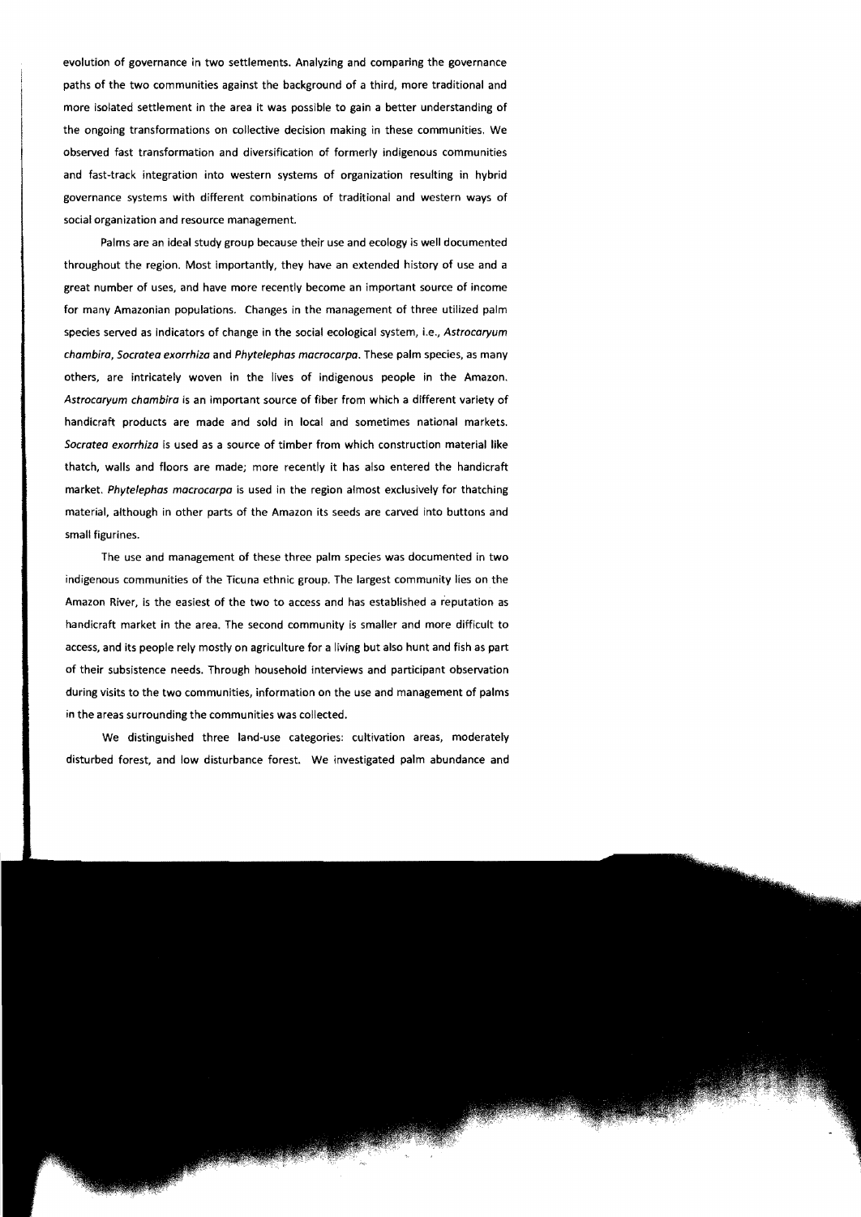evolution of governance in two settlements. Analyzing and comparing the governance paths of the two communities against the background of a third, more traditional and more isolated settlement in the area it was possible to gain a better understanding of the ongoing transformations on collective decision making in these communities. We observed fast transformation and diversification of formerly indigenous communities and fast-track integration into western systems of organization resulting in hybrid governance systems with different combinations of traditional and western ways of social organization and resource management.

Palms are an ideal study group because their use and ecology is well documented throughout the region. Most importantly, they have an extended history of use and a great number of uses, and have more recently become an important source of income for many Amazonian populations. Changes in the management of three utilized palm species served as indicators of change in the social ecological system, i.e., *Astrocaryum chambira*, *Socratea exorrhiza* and *Phytelephas macrocarpa*. These palm species, as many others, are intricately woven in the lives of indigenous people in the Amazon. *Astrocaryum chambira* is an important source of fiber from which a different variety of handicraft products are made and sold in local and sometimes national markets. *Socratea exorrhiza* is used as a source of timber from which construction material like thatch, walls and floors are made; more recently it has also entered the handicraft market. *Phytelephas macrocarpa* is used in the region almost exclusively for thatching material, although in other parts of the Amazon its seeds are carved into buttons and small figurines.

The use and management of these three palm species was documented in two indigenous communities of the Ticuna ethnic group. The largest community lies on the Amazon River, is the easiest of the two to access and has established a reputation as handicraft market in the area. The second community is smaller and more difficult to access, and its people rely mostly on agriculture for a living but also hunt and fish as part of their subsistence needs. Through household interviews and participant observation during visits to the two communities, information on the use and management of palms in the areas surrounding the communities was collected.

We distinguished three land-use categories: cultivation areas, moderately disturbed forest, and low disturbance forest. We investigated palm abundance and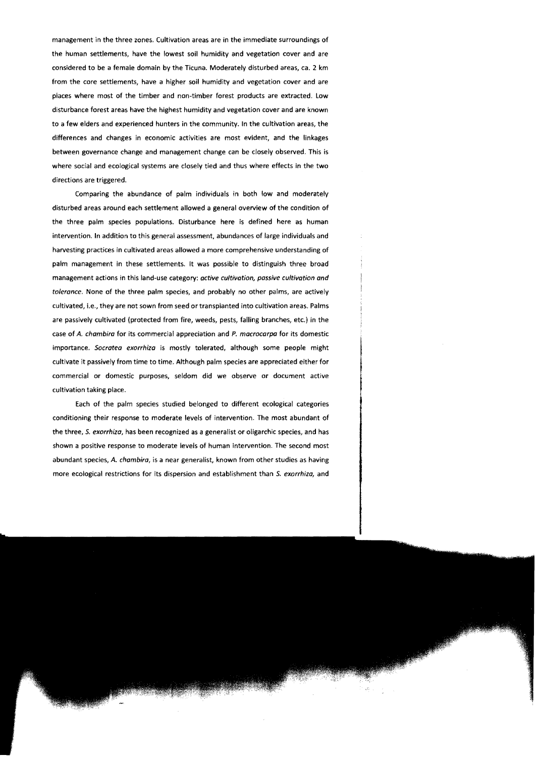management in the three zones. Cultivation areas are in the immediate surroundings of the human settlements, have the lowest soil humidity and vegetation cover and are considered to be a female domain by the Ticuna. Moderately disturbed areas, ca. 2 km from the core settlements, have a higher soil humidity and vegetation cover and are places where most of the timber and non-timber forest products are extracted. Low disturbance forest areas have the highest humidity and vegetation cover and are known to a few elders and experienced hunters in the community. In the cultivation areas, the differences and changes in economic activities are most evident, and the linkages between governance change and management change can be closely observed. This is where social and ecological systems are closely tied and thus where effects in the two directions are triggered.

Comparing the abundance of palm individuals in both low and moderately disturbed areas around each settlement allowed a general overview of the condition of the three palm species populations. Disturbance here is defined here as human intervention. In addition to this general assessment, abundances of large individuals and harvesting practices in cultivated areas allowed a more comprehensive understanding of palm management in these settlements. It was possible to distinguish three broad management actions in this land-use category: *active cultivation, passive cultivation and tolerance*. None of the three palm species, and probably no other palms, are actively cultivated, i.e., they are not sown from seed or transplanted into cultivation areas. Palms are passively cultivated (protected from fire, weeds, pests, falling branches, etc.) in the case of *A. chambira* for its commercial appreciation and *P. macrocarpa* for its domestic importance. *Socratea exorrhiza* is mostly tolerated, although some people might cultivate it passively from time to time. Although palm species are appreciated either for commercial or domestic purposes, seldom did we observe or document active cultivation taking place.

Each of the palm species studied belonged to different ecological categories conditioning their response to moderate levels of intervention. The most abundant of the three, *S. exorrhiza*, has been recognized as a generalist or oligarchic species, and has shown a positive response to moderate levels of human intervention. The second most abundant species, *A. chambira*, is a near generalist, known from other studies as having more ecological restrictions for its dispersion and establishment than *S. exorrhiza*, and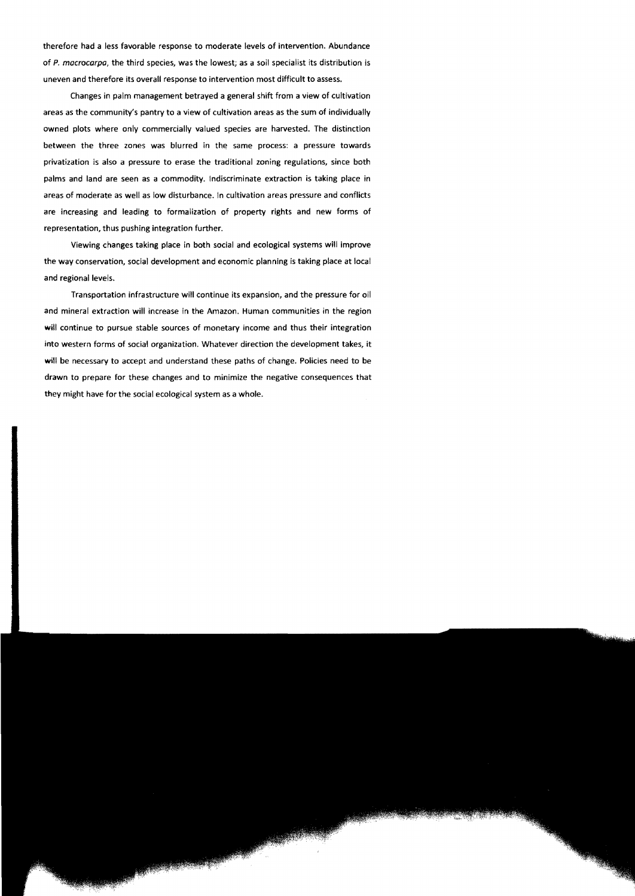therefore had a less favorable response to moderate levels of intervention. Abundance of *P. macrocarpa*, the third species, was the lowest; as a soil specialist its distribution is uneven and therefore its overall response to intervention most difficult to assess.

Changes in palm management betrayed a general shift from a view of cultivation areas as the community's pantry to a view of cultivation areas as the sum of individually owned plots where only commercially valued species are harvested. The distinction between the three zones was blurred in the same process: a pressure towards privatization is also a pressure to erase the traditional zoning regulations, since both palms and land are seen as a commodity. Indiscriminate extraction is taking place in areas of moderate as well as low disturbance. In cultivation areas pressure and conflicts are increasing and leading to formalization of property rights and new forms of representation, thus pushing integration further.

Viewing changes taking place in both social and ecological systems will improve the way conservation, social development and economic planning is taking place at local and regional levels.

Transportation infrastructure will continue its expansion, and the pressure for oil and mineral extraction will increase in the Amazon. Human communities in the region will continue to pursue stable sources of monetary income and thus their integration into western forms of social organization. Whatever direction the development takes, it will be necessary to accept and understand these paths of change. Policies need to be drawn to prepare for these changes and to minimize the negative consequences that they might have for the social ecological system as a whole.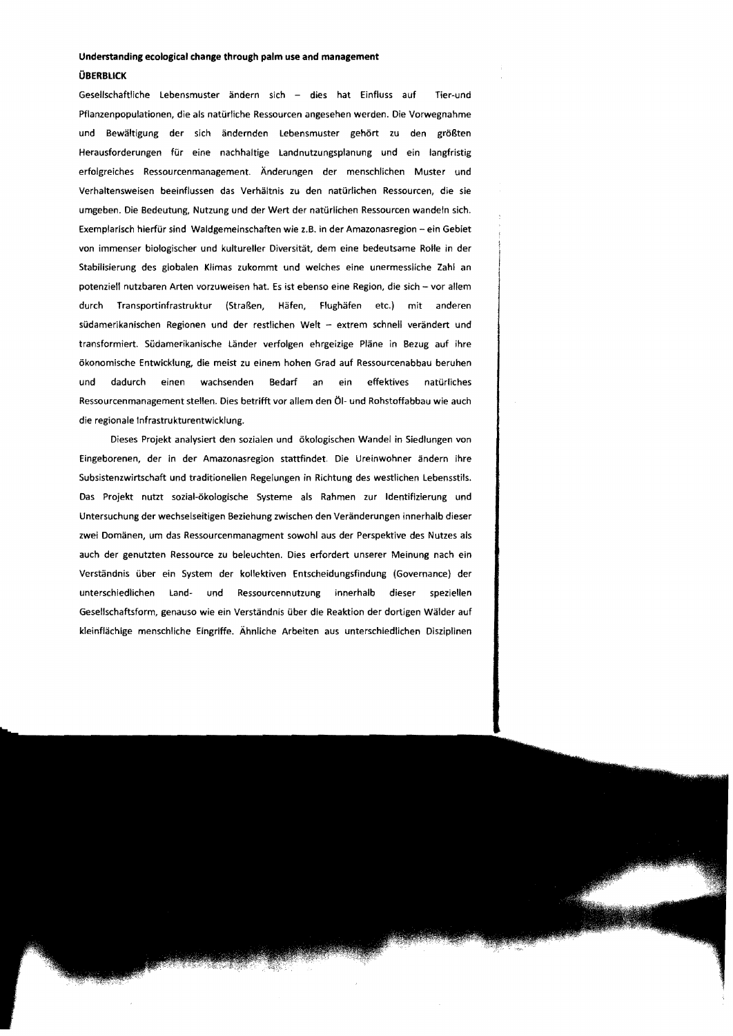**Understanding ecological change through palm use and management**

**ÜBERBLICK**

Gesellschaftliche Lebensmuster ändern sich – dies hat Einfluss auf Tier-und Pflanzenpopulationen, die als natürliche Ressourcen angesehen werden. Die Vorwegnahme und Bewältigung der sich ändernden Lebensmuster gehört zu den größten Herausforderungen für eine nachhaltige Landnutzungsplanung und ein langfristig erfolgreiches Ressourcenmanagement. Änderungen der menschlichen Muster und Verhaltensweisen beeinflussen das Verhältnis zu den natürlichen Ressourcen, die sie umgeben. Die Bedeutung, Nutzung und der Wert der natürlichen Ressourcen wandeln sich. Exemplarisch hierfür sind Waldgemeinschaften wie z.B. in der Amazonasregion – ein Gebiet von immenser biologischer und kultureller Diversität, dem eine bedeutsame Rolle in der Stabilisierung des globalen Klimas zukommt und welches eine unermessliche Zahl an potenziell nutzbaren Arten vorzuweisen hat. Es ist ebenso eine Region, die sich – vor allem durch Transportinfrastruktur (Straßen, Häfen, Flughäfen etc.) mit anderen südamerikanischen Regionen und der restlichen Welt – extrem schnell verändert und transformiert. Südamerikanische Länder verfolgen ehrgeizige Pläne in Bezug auf ihre ökonomische Entwicklung, die meist zu einem hohen Grad auf Ressourcenabbau beruhen und dadurch einen wachsenden Bedarf an ein effektives natürliches Ressourcenmanagement stellen. Dies betrifft vor allem den Öl- und Rohstoffabbau wie auch die regionale Infrastrukturentwicklung.

Dieses Projekt analysiert den sozialen und ökologischen Wandel in Siedlungen von Eingeborenen, der in der Amazonasregion stattfindet. Die Ureinwohner ändern ihre Subsistenzwirtschaft und traditionellen Regelungen in Richtung des westlichen Lebensstils. Das Projekt nutzt sozial-ökologische Systeme als Rahmen zur Identifizierung und Untersuchung der wechselseitigen Beziehung zwischen den Veränderungen innerhalb dieser zwei Domänen, um das Ressourcenmanagment sowohl aus der Perspektive des Nutzes als auch der genutzten Ressource zu beleuchten. Dies erfordert unserer Meinung nach ein Verständnis über ein System der kollektiven Entscheidungsfindung (Governance) der unterschiedlichen Land- und Ressourcennutzung innerhalb dieser speziellen Gesellschaftsform, genauso wie ein Verständnis über die Reaktion der dortigen Wälder auf kleinflächige menschliche Eingriffe. Ähnliche Arbeiten aus unterschiedlichen Disziplinen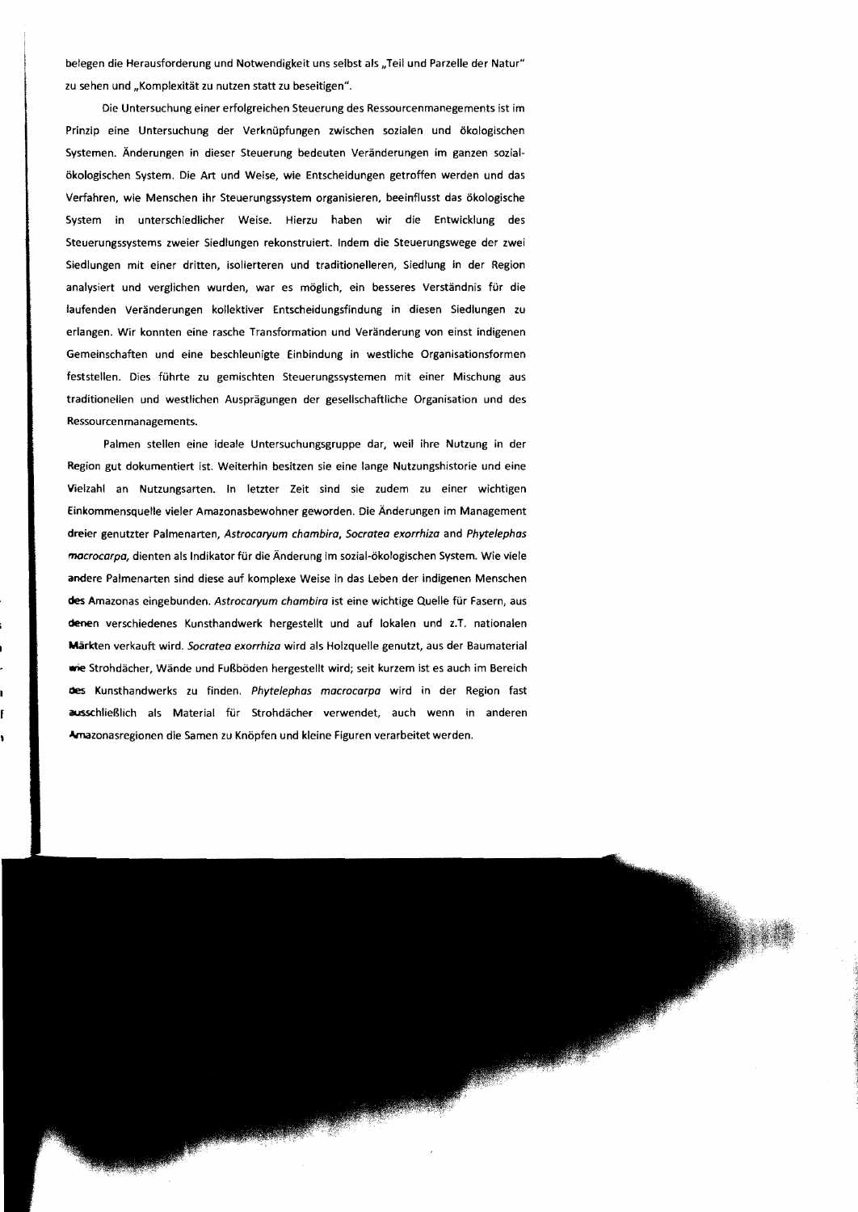belegen die Herausforderung und Notwendigkeit uns selbst als „Teil und Parzelle der Natur" zu sehen und „Komplexität zu nutzen statt zu beseitigen".

Die Untersuchung einer erfolgreichen Steuerung des Ressourcenmanegements ist im Prinzip eine Untersuchung der Verknüpfungen zwischen sozialen und ökologischen Systemen. Änderungen in dieser Steuerung bedeuten Veränderungen im ganzen sozial-ökologischen System. Die Art und Weise, wie Entscheidungen getroffen werden und das Verfahren, wie Menschen ihr Steuerungssystem organisieren, beeinflusst das ökologische System in unterschiedlicher Weise. Hierzu haben wir die Entwicklung des Steuerungssystems zweier Siedlungen rekonstruiert. Indem die Steuerungswege der zwei Siedlungen mit einer dritten, isolierteren und traditionelleren, Siedlung in der Region analysiert und verglichen wurden, war es möglich, ein besseres Verständnis für die laufenden Veränderungen kollektiver Entscheidungsfindung in diesen Siedlungen zu erlangen. Wir konnten eine rasche Transformation und Veränderung von einst indigenen Gemeinschaften und eine beschleunigte Einbindung in westliche Organisationsformen feststellen. Dies führte zu gemischten Steuerungssystemen mit einer Mischung aus traditionellen und westlichen Ausprägungen der gesellschaftliche Organisation und des Ressourcenmanagements.

Palmen stellen eine ideale Untersuchungsgruppe dar, weil ihre Nutzung in der Region gut dokumentiert ist. Weiterhin besitzen sie eine lange Nutzungshistorie und eine Vielzahl an Nutzungsarten. In letzter Zeit sind sie zudem zu einer wichtigen Einkommensquelle vieler Amazonasbewohner geworden. Die Änderungen im Management dreier genutzter Palmenarten, *Astrocaryum chambira*, *Socratea exorrhiza* and *Phytelephas macrocarpa*, dienten als Indikator für die Änderung im sozial-ökologischen System. Wie viele andere Palmenarten sind diese auf komplexe Weise in das Leben der indigenen Menschen des Amazonas eingebunden. *Astrocaryum chambira* ist eine wichtige Quelle für Fasern, aus denen verschiedenes Kunsthandwerk hergestellt und auf lokalen und z.T. nationalen Märkten verkauft wird. *Socratea exorrhiza* wird als Holzquelle genutzt, aus der Baumaterial wie Strohdächer, Wände und Fußböden hergestellt wird; seit kurzem ist es auch im Bereich des Kunsthandwerks zu finden. *Phytelephas macrocarpa* wird in der Region fast ausschließlich als Material für Strohdächer verwendet, auch wenn in anderen Amazonasregionen die Samen zu Knöpfen und kleine Figuren verarbeitet werden.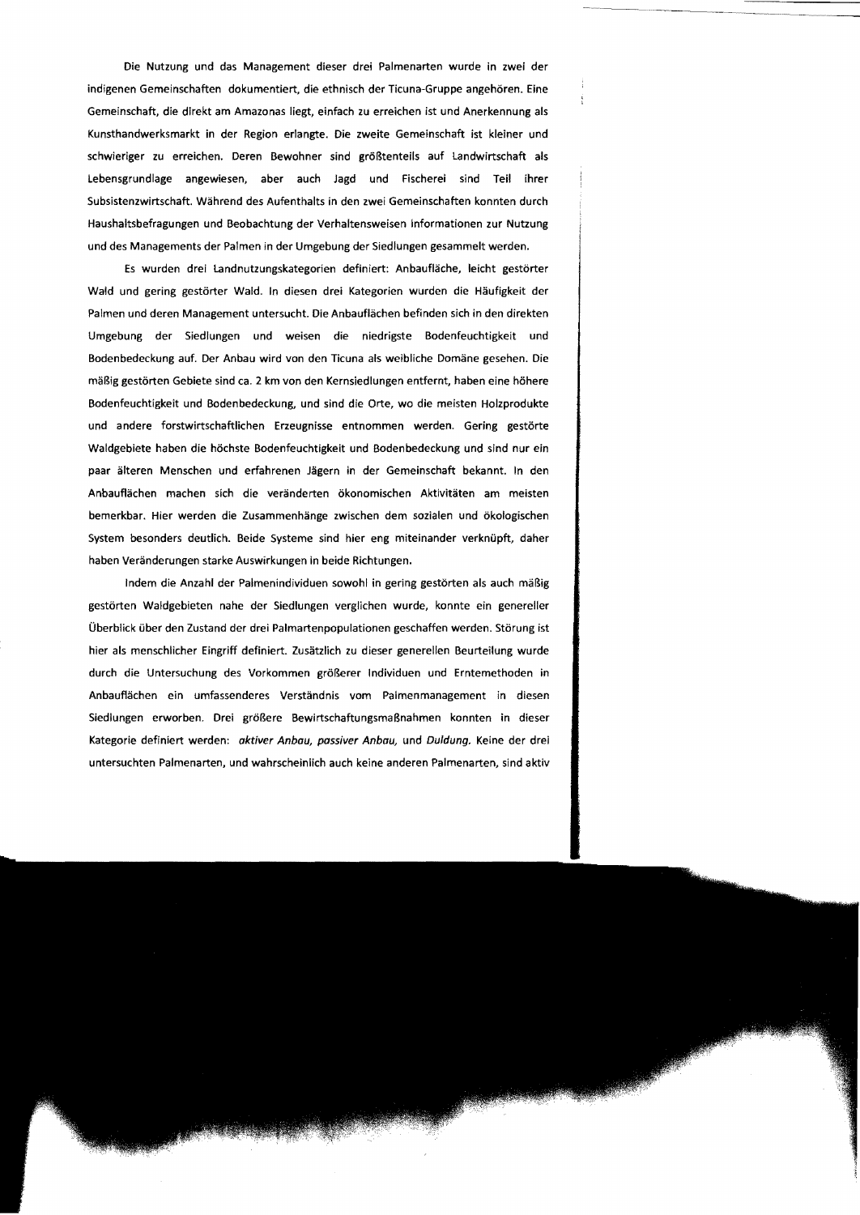Die Nutzung und das Management dieser drei Palmenarten wurde in zwei der indigenen Gemeinschaften dokumentiert, die ethnisch der Ticuna-Gruppe angehören. Eine Gemeinschaft, die direkt am Amazonas liegt, einfach zu erreichen ist und Anerkennung als Kunsthandwerksmarkt in der Region erlangte. Die zweite Gemeinschaft ist kleiner und schwieriger zu erreichen. Deren Bewohner sind größtenteils auf Landwirtschaft als Lebensgrundlage angewiesen, aber auch Jagd und Fischerei sind Teil ihrer Subsistenzwirtschaft. Während des Aufenthalts in den zwei Gemeinschaften konnten durch Haushaltsbefragungen und Beobachtung der Verhaltensweisen Informationen zur Nutzung und des Managements der Palmen in der Umgebung der Siedlungen gesammelt werden.

Es wurden drei Landnutzungskategorien definiert: Anbaufläche, leicht gestörter Wald und gering gestörter Wald. In diesen drei Kategorien wurden die Häufigkeit der Palmen und deren Management untersucht. Die Anbauflächen befinden sich in den direkten Umgebung der Siedlungen und weisen die niedrigste Bodenfeuchtigkeit und Bodenbedeckung auf. Der Anbau wird von den Ticuna als weibliche Domäne gesehen. Die mäßig gestörten Gebiete sind ca. 2 km von den Kernsiedlungen entfernt, haben eine höhere Bodenfeuchtigkeit und Bodenbedeckung, und sind die Orte, wo die meisten Holzprodukte und andere forstwirtschaftlichen Erzeugnisse entnommen werden. Gering gestörte Waldgebiete haben die höchste Bodenfeuchtigkeit und Bodenbedeckung und sind nur ein paar älteren Menschen und erfahrenen Jägern in der Gemeinschaft bekannt. In den Anbauflächen machen sich die veränderten ökonomischen Aktivitäten am meisten bemerkbar. Hier werden die Zusammenhänge zwischen dem sozialen und ökologischen System besonders deutlich. Beide Systeme sind hier eng miteinander verknüpft, daher haben Veränderungen starke Auswirkungen in beide Richtungen.

Indem die Anzahl der Palmenindividuen sowohl in gering gestörten als auch mäßig gestörten Waldgebieten nahe der Siedlungen verglichen wurde, konnte ein genereller Überblick über den Zustand der drei Palmartenpopulationen geschaffen werden. Störung ist hier als menschlicher Eingriff definiert. Zusätzlich zu dieser generellen Beurteilung wurde durch die Untersuchung des Vorkommen größerer Individuen und Erntemethoden in Anbauflächen ein umfassenderes Verständnis vom Palmenmanagement in diesen Siedlungen erworben. Drei größere Bewirtschaftungsmaßnahmen konnten in dieser Kategorie definiert werden: *aktiver Anbau, passiver Anbau,* und *Duldung.* Keine der drei untersuchten Palmenarten, und wahrscheinlich auch keine anderen Palmenarten, sind aktiv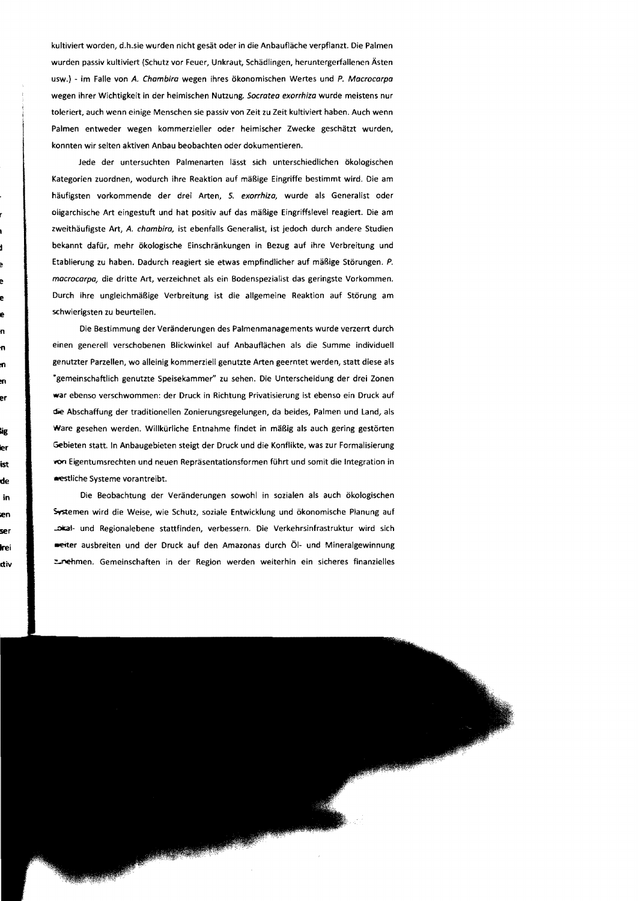kultiviert worden, d.h.sie wurden nicht gesät oder in die Anbaufläche verpflanzt. Die Palmen wurden passiv kultiviert (Schutz vor Feuer, Unkraut, Schädlingen, heruntergerfallenen Ästen usw.) - im Falle von *A. Chambira* wegen ihres ökonomischen Wertes und *P. Macrocarpa* wegen ihrer Wichtigkeit in der heimischen Nutzung. *Socratea exorrhiza* wurde meistens nur toleriert, auch wenn einige Menschen sie passiv von Zeit zu Zeit kultiviert haben. Auch wenn Palmen entweder wegen kommerzieller oder heimischer Zwecke geschätzt wurden, konnten wir selten aktiven Anbau beobachten oder dokumentieren.

Jede der untersuchten Palmenarten lässt sich unterschiedlichen ökologischen Kategorien zuordnen, wodurch ihre Reaktion auf mäßige Eingriffe bestimmt wird. Die am häufigsten vorkommende der drei Arten, *S. exorrhiza,* wurde als Generalist oder oligarchische Art eingestuft und hat positiv auf das mäßige Eingriffslevel reagiert. Die am zweithäufigste Art, *A. chambira,* ist ebenfalls Generalist, ist jedoch durch andere Studien bekannt dafür, mehr ökologische Einschränkungen in Bezug auf ihre Verbreitung und Etablierung zu haben. Dadurch reagiert sie etwas empfindlicher auf mäßige Störungen. *P. macrocarpa,* die dritte Art, verzeichnet als ein Bodenspezialist das geringste Vorkommen. Durch ihre ungleichmäßige Verbreitung ist die allgemeine Reaktion auf Störung am schwierigsten zu beurteilen.

Die Bestimmung der Veränderungen des Palmenmanagements wurde verzerrt durch einen generell verschobenen Blickwinkel auf Anbauflächen als die Summe individuell genutzter Parzellen, wo alleinig kommerziell genutzte Arten geerntet werden, statt diese als "gemeinschaftlich genutzte Speisekammer" zu sehen. Die Unterscheidung der drei Zonen war ebenso verschwommen: der Druck in Richtung Privatisierung ist ebenso ein Druck auf die Abschaffung der traditionellen Zonierungsregelungen, da beides, Palmen und Land, als Ware gesehen werden. Willkürliche Entnahme findet in mäßig als auch gering gestörten Gebieten statt. In Anbaugebieten steigt der Druck und die Konflikte, was zur Formalisierung von Eigentumsrechten und neuen Repräsentationsformen führt und somit die Integration in westliche Systeme vorantreibt.

Die Beobachtung der Veränderungen sowohl in sozialen als auch ökologischen Systemen wird die Weise, wie Schutz, soziale Entwicklung und ökonomische Planung auf Lokal- und Regionalebene stattfinden, verbessern. Die Verkehrsinfrastruktur wird sich weiter ausbreiten und der Druck auf den Amazonas durch Öl- und Mineralgewinnung zunehmen. Gemeinschaften in der Region werden weiterhin ein sicheres finanzielles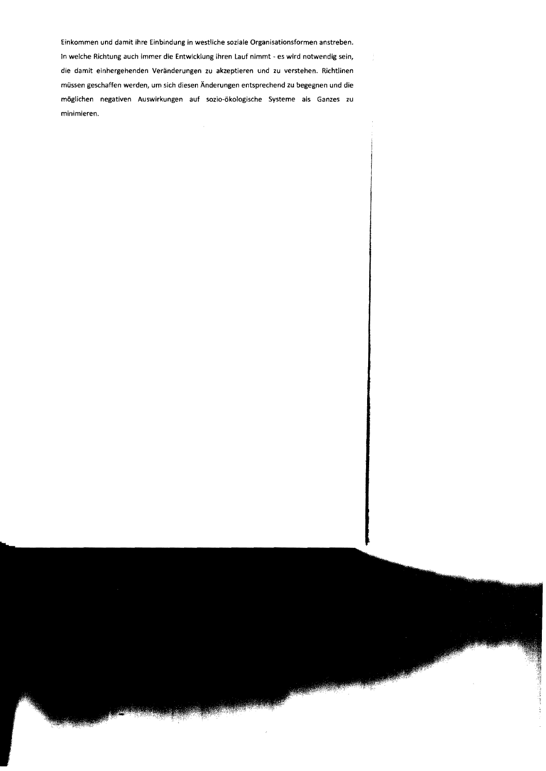Einkommen und damit ihre Einbindung in westliche soziale Organisationsformen anstreben. In welche Richtung auch immer die Entwicklung ihren Lauf nimmt - es wird notwendig sein, die damit einhergehenden Veränderungen zu akzeptieren und zu verstehen. Richtlinen müssen geschaffen werden, um sich diesen Änderungen entsprechend zu begegnen und die möglichen negativen Auswirkungen auf sozio-ökologische Systeme als Ganzes zu minimieren.